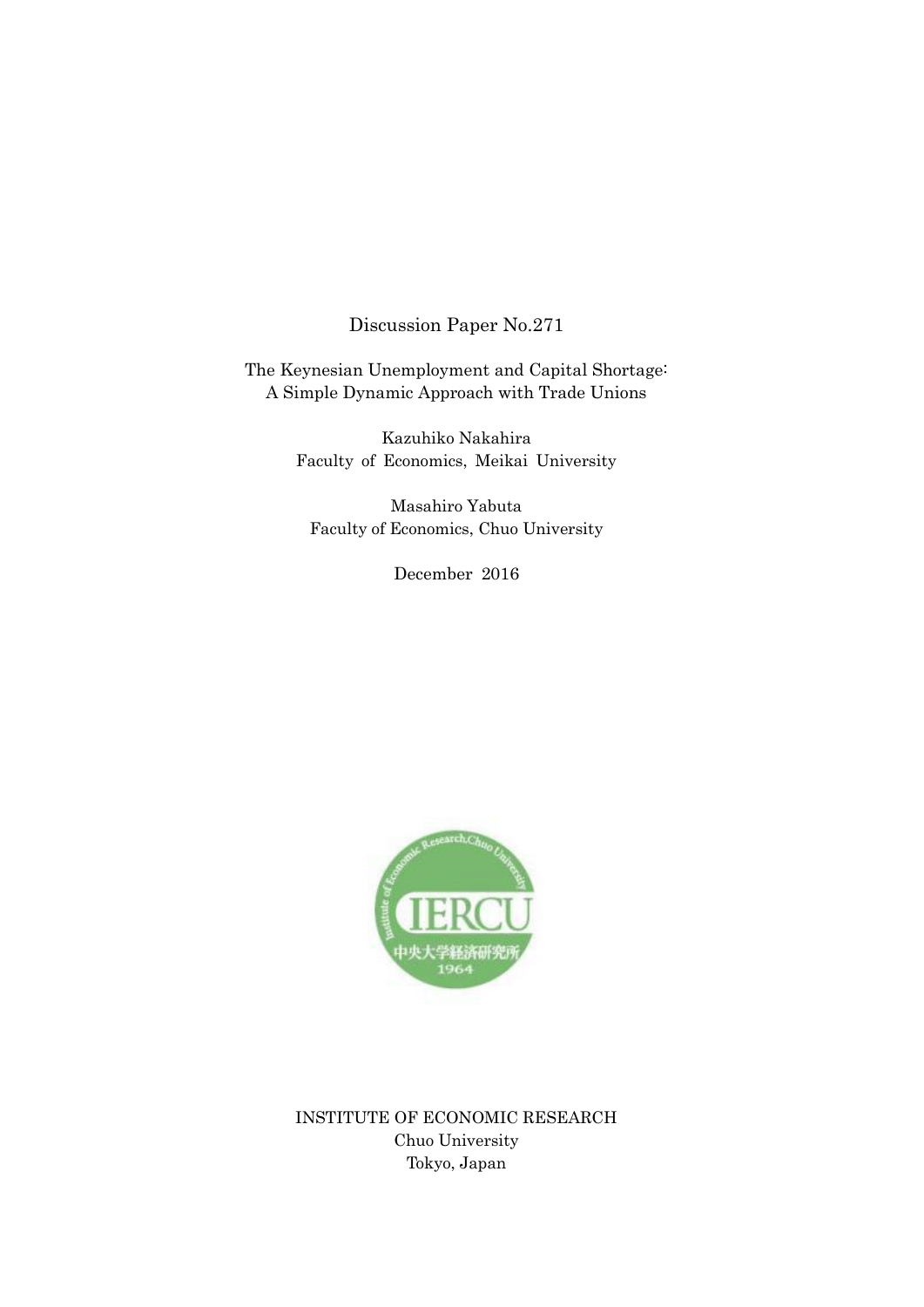Discussion Paper No.271

The Keynesian Unemployment and Capital Shortage:
A Simple Dynamic Approach with Trade Unions

Kazuhiko Nakahira
Faculty of Economics, Meikai University

Masahiro Yabuta
Faculty of Economics, Chuo University

December 2016

INSTITUTE OF ECONOMIC RESEARCH
Chuo University
Tokyo, Japan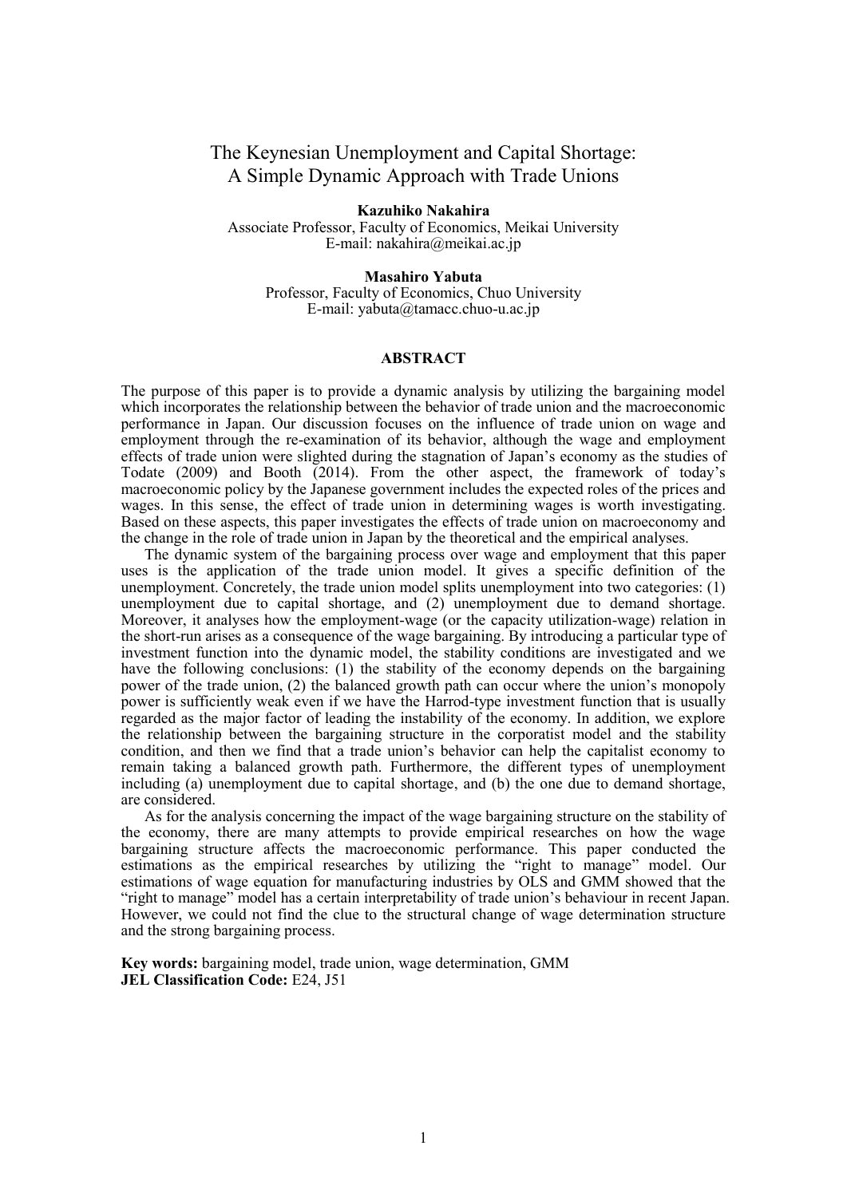# The Keynesian Unemployment and Capital Shortage: A Simple Dynamic Approach with Trade Unions

**Kazuhiko Nakahira**
Associate Professor, Faculty of Economics, Meikai University
E-mail: nakahira@meikai.ac.jp

**Masahiro Yabuta**
Professor, Faculty of Economics, Chuo University
E-mail: yabuta@tamacc.chuo-u.ac.jp

## ABSTRACT

The purpose of this paper is to provide a dynamic analysis by utilizing the bargaining model which incorporates the relationship between the behavior of trade union and the macroeconomic performance in Japan. Our discussion focuses on the influence of trade union on wage and employment through the re-examination of its behavior, although the wage and employment effects of trade union were slighted during the stagnation of Japan's economy as the studies of Todate (2009) and Booth (2014). From the other aspect, the framework of today's macroeconomic policy by the Japanese government includes the expected roles of the prices and wages. In this sense, the effect of trade union in determining wages is worth investigating. Based on these aspects, this paper investigates the effects of trade union on macroeconomy and the change in the role of trade union in Japan by the theoretical and the empirical analyses.

The dynamic system of the bargaining process over wage and employment that this paper uses is the application of the trade union model. It gives a specific definition of the unemployment. Concretely, the trade union model splits unemployment into two categories: (1) unemployment due to capital shortage, and (2) unemployment due to demand shortage. Moreover, it analyses how the employment-wage (or the capacity utilization-wage) relation in the short-run arises as a consequence of the wage bargaining. By introducing a particular type of investment function into the dynamic model, the stability conditions are investigated and we have the following conclusions: (1) the stability of the economy depends on the bargaining power of the trade union, (2) the balanced growth path can occur where the union's monopoly power is sufficiently weak even if we have the Harrod-type investment function that is usually regarded as the major factor of leading the instability of the economy. In addition, we explore the relationship between the bargaining structure in the corporatist model and the stability condition, and then we find that a trade union's behavior can help the capitalist economy to remain taking a balanced growth path. Furthermore, the different types of unemployment including (a) unemployment due to capital shortage, and (b) the one due to demand shortage, are considered.

As for the analysis concerning the impact of the wage bargaining structure on the stability of the economy, there are many attempts to provide empirical researches on how the wage bargaining structure affects the macroeconomic performance. This paper conducted the estimations as the empirical researches by utilizing the "right to manage" model. Our estimations of wage equation for manufacturing industries by OLS and GMM showed that the "right to manage" model has a certain interpretability of trade union's behaviour in recent Japan. However, we could not find the clue to the structural change of wage determination structure and the strong bargaining process.

**Key words:** bargaining model, trade union, wage determination, GMM
**JEL Classification Code:** E24, J51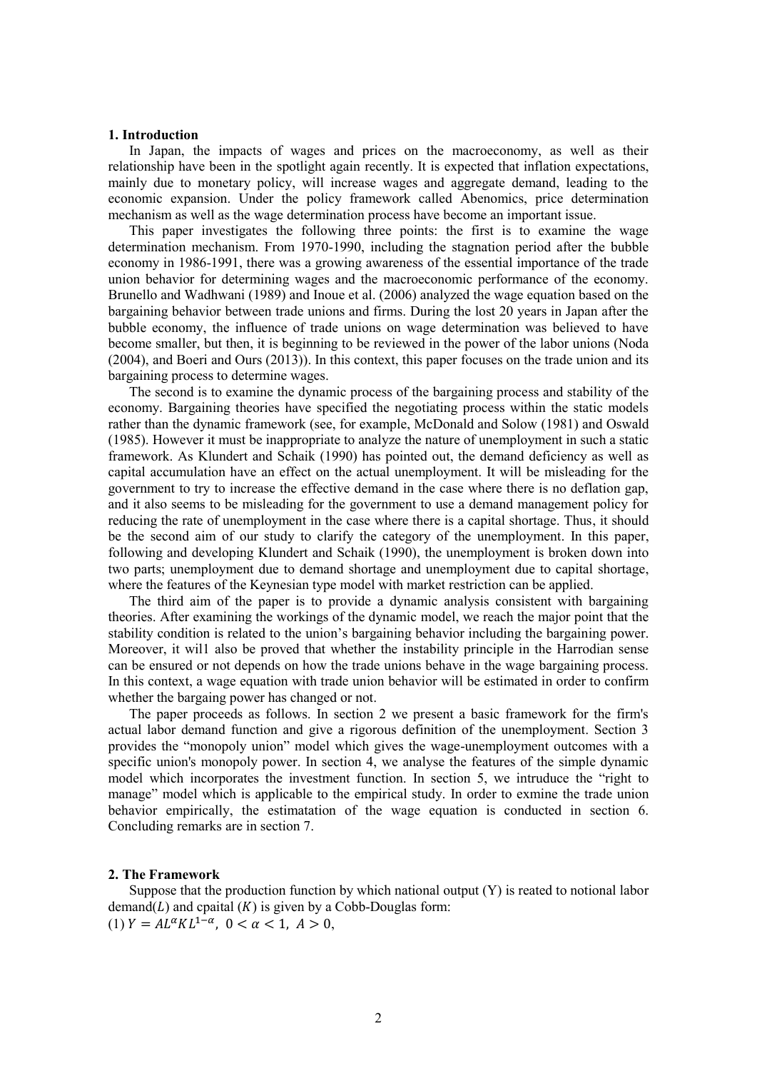### 1. Introduction

In Japan, the impacts of wages and prices on the macroeconomy, as well as their relationship have been in the spotlight again recently. It is expected that inflation expectations, mainly due to monetary policy, will increase wages and aggregate demand, leading to the economic expansion. Under the policy framework called Abenomics, price determination mechanism as well as the wage determination process have become an important issue.

This paper investigates the following three points: the first is to examine the wage determination mechanism. From 1970-1990, including the stagnation period after the bubble economy in 1986-1991, there was a growing awareness of the essential importance of the trade union behavior for determining wages and the macroeconomic performance of the economy. Brunello and Wadhwani (1989) and Inoue et al. (2006) analyzed the wage equation based on the bargaining behavior between trade unions and firms. During the lost 20 years in Japan after the bubble economy, the influence of trade unions on wage determination was believed to have become smaller, but then, it is beginning to be reviewed in the power of the labor unions (Noda (2004), and Boeri and Ours (2013)). In this context, this paper focuses on the trade union and its bargaining process to determine wages.

The second is to examine the dynamic process of the bargaining process and stability of the economy. Bargaining theories have specified the negotiating process within the static models rather than the dynamic framework (see, for example, McDonald and Solow (1981) and Oswald (1985). However it must be inappropriate to analyze the nature of unemployment in such a static framework. As Klundert and Schaik (1990) has pointed out, the demand deficiency as well as capital accumulation have an effect on the actual unemployment. It will be misleading for the government to try to increase the effective demand in the case where there is no deflation gap, and it also seems to be misleading for the government to use a demand management policy for reducing the rate of unemployment in the case where there is a capital shortage. Thus, it should be the second aim of our study to clarify the category of the unemployment. In this paper, following and developing Klundert and Schaik (1990), the unemployment is broken down into two parts; unemployment due to demand shortage and unemployment due to capital shortage, where the features of the Keynesian type model with market restriction can be applied.

The third aim of the paper is to provide a dynamic analysis consistent with bargaining theories. After examining the workings of the dynamic model, we reach the major point that the stability condition is related to the union's bargaining behavior including the bargaining power. Moreover, it wil1 also be proved that whether the instability principle in the Harrodian sense can be ensured or not depends on how the trade unions behave in the wage bargaining process. In this context, a wage equation with trade union behavior will be estimated in order to confirm whether the bargaing power has changed or not.

The paper proceeds as follows. In section 2 we present a basic framework for the firm's actual labor demand function and give a rigorous definition of the unemployment. Section 3 provides the "monopoly union" model which gives the wage-unemployment outcomes with a specific union's monopoly power. In section 4, we analyse the features of the simple dynamic model which incorporates the investment function. In section 5, we intruduce the "right to manage" model which is applicable to the empirical study. In order to exmine the trade union behavior empirically, the estimatation of the wage equation is conducted in section 6. Concluding remarks are in section 7.

### 2. The Framework

Suppose that the production function by which national output (Y) is reated to notional labor demand($L$) and cpaital ($K$) is given by a Cobb-Douglas form:

(1) $Y = AL^{\alpha}KL^{1-\alpha},\ 0 < \alpha < 1,\ A > 0,$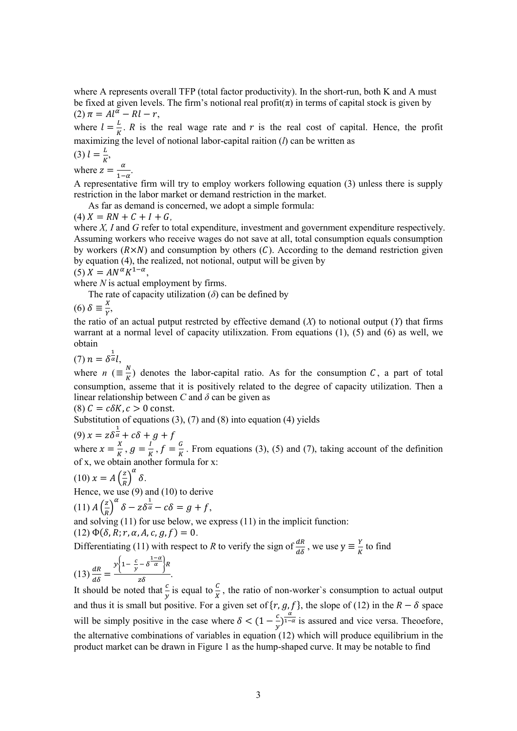where A represents overall TFP (total factor productivity). In the short-run, both K and A must be fixed at given levels. The firm's notional real profit($\pi$) in terms of capital stock is given by

(2) $\pi = Al^{\alpha} - Rl - r$,

where $l = \frac{L}{K}$. $R$ is the real wage rate and $r$ is the real cost of capital. Hence, the profit maximizing the level of notional labor-capital raition ($l$) can be written as

(3) $l = \frac{L}{K}$,

where $z = \frac{\alpha}{1-\alpha}$.

A representative firm will try to employ workers following equation (3) unless there is supply restriction in the labor market or demand restriction in the market.

As far as demand is concerned, we adopt a simple formula:

(4) $X = RN + C + I + G$,

where *X, I* and *G* refer to total expenditure, investment and government expenditure respectively. Assuming workers who receive wages do not save at all, total consumption equals consumption by workers ($R \times N$) and consumption by others ($C$). According to the demand restriction given by equation (4), the realized, not notional, output will be given by

(5) $X = AN^{\alpha}K^{1-\alpha}$,

where *N* is actual employment by firms.

The rate of capacity utilization ($\delta$) can be defined by

(6) $\delta \equiv \frac{X}{Y}$,

the ratio of an actual putput restrcted by effective demand ($X$) to notional output ($Y$) that firms warrant at a normal level of capacity utilixzation. From equations (1), (5) and (6) as well, we obtain

(7) $n = \delta^{\frac{1}{\alpha}} l$,

where $n$ ($\equiv \frac{N}{K}$) denotes the labor-capital ratio. As for the consumption $C$, a part of total consumption, asseme that it is positively related to the degree of capacity utilization. Then a linear relationship between *C* and $\delta$ can be given as

(8) $C = c\delta K, c > 0$ const.

Substitution of equations (3), (7) and (8) into equation (4) yields

(9) $x = z\delta^{\frac{1}{\alpha}} + c\delta + g + f$

where $x = \frac{X}{K}$, $g = \frac{I}{K}$, $f = \frac{G}{K}$. From equations (3), (5) and (7), taking account of the definition of x, we obtain another formula for x:

(10) $x = A\left(\frac{z}{R}\right)^{\alpha}\delta$.

Hence, we use (9) and (10) to derive

(11) $A\left(\frac{z}{R}\right)^{\alpha}\delta - z\delta^{\frac{1}{\alpha}} - c\delta = g + f$,

and solving (11) for use below, we express (11) in the implicit function:

(12) $\Phi(\delta, R; r, \alpha, A, c, g, f) = 0$.

Differentiating (11) with respect to *R* to verify the sign of $\frac{dR}{d\delta}$, we use $y \equiv \frac{Y}{K}$ to find

(13) $\frac{dR}{d\delta} = \frac{y\left\{1 - \frac{c}{y} - \delta^{\frac{1-\alpha}{\alpha}}\right\}R}{z\delta}$.

It should be noted that $\frac{c}{y}$ is equal to $\frac{C}{X}$, the ratio of non-worker`s consumption to actual output and thus it is small but positive. For a given set of $\{r, g, f\}$, the slope of (12) in the $R - \delta$ space will be simply positive in the case where $\delta < (1 - \frac{c}{y})^{\frac{\alpha}{1-\alpha}}$ is assured and vice versa. Theoefore, the alternative combinations of variables in equation (12) which will produce equilibrium in the product market can be drawn in Figure 1 as the hump-shaped curve. It may be notable to find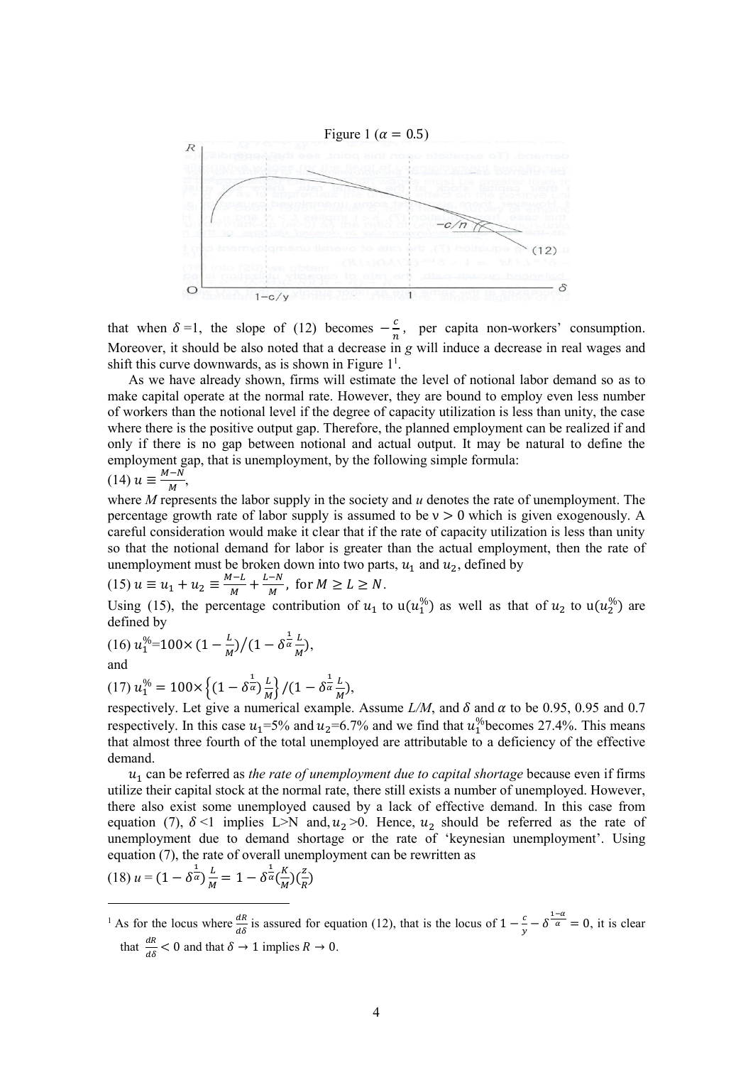Figure 1 ($\alpha = 0.5$)

that when $\delta$ =1, the slope of (12) becomes $-\frac{c}{n}$, per capita non-workers' consumption. Moreover, it should be also noted that a decrease in $g$ will induce a decrease in real wages and shift this curve downwards, as is shown in Figure 1[1].

As we have already shown, firms will estimate the level of notional labor demand so as to make capital operate at the normal rate. However, they are bound to employ even less number of workers than the notional level if the degree of capacity utilization is less than unity, the case where there is the positive output gap. Therefore, the planned employment can be realized if and only if there is no gap between notional and actual output. It may be natural to define the employment gap, that is unemployment, by the following simple formula:

(14) $u \equiv \frac{M-N}{M}$,

where $M$ represents the labor supply in the society and $u$ denotes the rate of unemployment. The percentage growth rate of labor supply is assumed to be $\nu > 0$ which is given exogenously. A careful consideration would make it clear that if the rate of capacity utilization is less than unity so that the notional demand for labor is greater than the actual employment, then the rate of unemployment must be broken down into two parts, $u_1$ and $u_2$, defined by

(15) $u \equiv u_1 + u_2 \equiv \frac{M-L}{M} + \frac{L-N}{M}$, for $M \geq L \geq N$.

Using (15), the percentage contribution of $u_1$ to u($u_1^{\%}$) as well as that of $u_2$ to u($u_2^{\%}$) are defined by

(16) $u_1^{\%}$=100× $(1 - \frac{L}{M}) / (1 - \delta^{\frac{1}{\alpha}} \frac{L}{M})$,

and

(17) $u_1^{\%} = 100 \times \left\{ (1 - \delta^{\frac{1}{\alpha}}) \frac{L}{M} \right\} / (1 - \delta^{\frac{1}{\alpha}} \frac{L}{M})$,

respectively. Let give a numerical example. Assume $L/M$, and $\delta$ and $\alpha$ to be 0.95, 0.95 and 0.7 respectively. In this case $u_1$=5% and $u_2$=6.7% and we find that $u_1^{\%}$becomes 27.4%. This means that almost three fourth of the total unemployed are attributable to a deficiency of the effective demand.

$u_1$ can be referred as *the rate of unemployment due to capital shortage* because even if firms utilize their capital stock at the normal rate, there still exists a number of unemployed. However, there also exist some unemployed caused by a lack of effective demand. In this case from equation (7), $\delta$ <1 implies L>N and, $u_2$ >0. Hence, $u_2$ should be referred as the rate of unemployment due to demand shortage or the rate of 'keynesian unemployment'. Using equation (7), the rate of overall unemployment can be rewritten as

(18) $u = (1 - \delta^{\frac{1}{\alpha}}) \frac{L}{M} = 1 - \delta^{\frac{1}{\alpha}} (\frac{K}{M})(\frac{z}{R})$

[1] As for the locus where $\frac{dR}{d\delta}$ is assured for equation (12), that is the locus of $1 - \frac{c}{y} - \delta^{\frac{1-\alpha}{\alpha}} = 0$, it is clear that $\frac{dR}{d\delta} < 0$ and that $\delta \to 1$ implies $R \to 0$.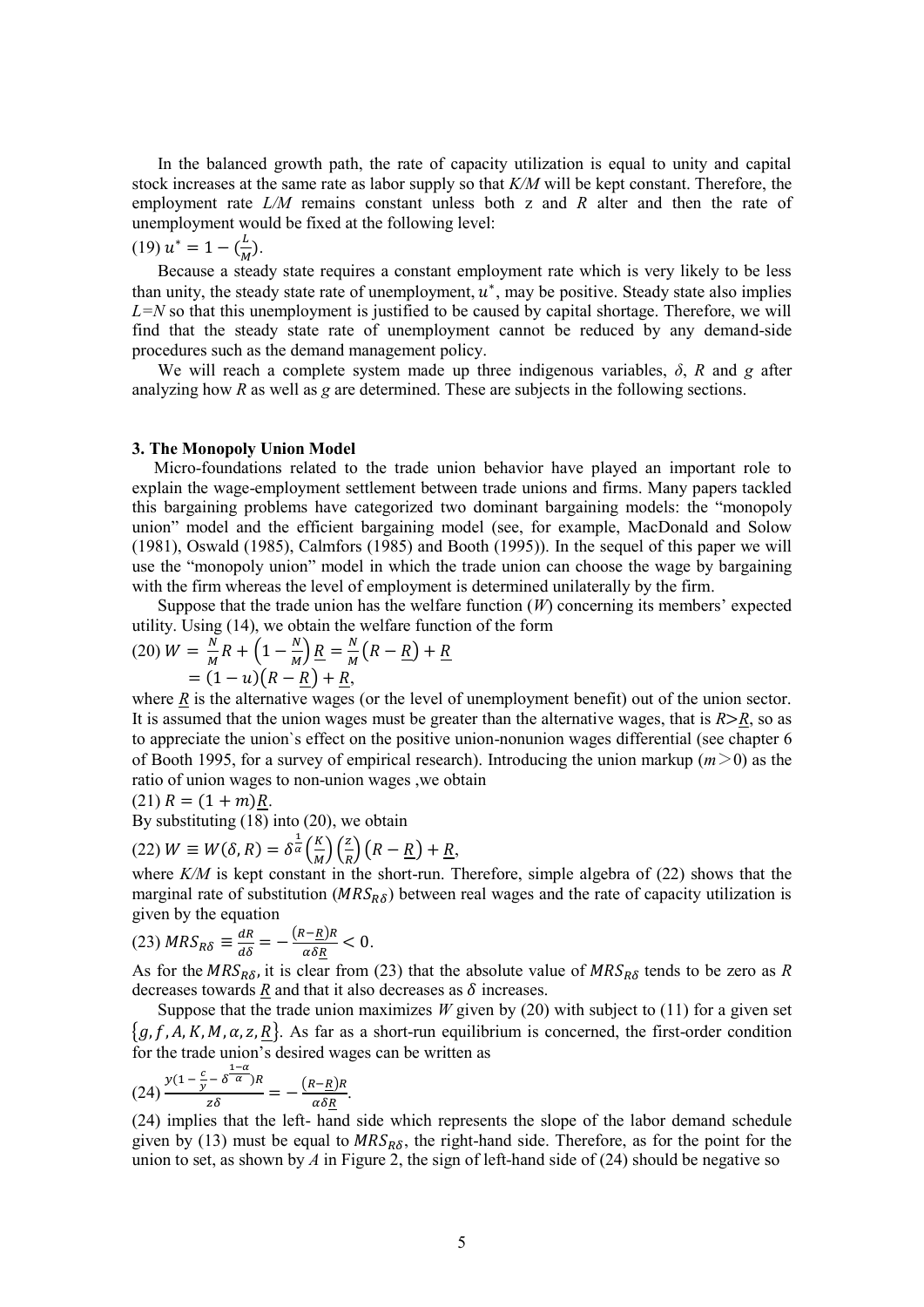In the balanced growth path, the rate of capacity utilization is equal to unity and capital stock increases at the same rate as labor supply so that $K/M$ will be kept constant. Therefore, the employment rate $L/M$ remains constant unless both z and $R$ alter and then the rate of unemployment would be fixed at the following level:

(19) $u^* = 1 - (\frac{L}{M})$.

Because a steady state requires a constant employment rate which is very likely to be less than unity, the steady state rate of unemployment, $u^*$, may be positive. Steady state also implies $L=N$ so that this unemployment is justified to be caused by capital shortage. Therefore, we will find that the steady state rate of unemployment cannot be reduced by any demand-side procedures such as the demand management policy.

We will reach a complete system made up three indigenous variables, $\delta$, $R$ and $g$ after analyzing how $R$ as well as $g$ are determined. These are subjects in the following sections.

### 3. The Monopoly Union Model

Micro-foundations related to the trade union behavior have played an important role to explain the wage-employment settlement between trade unions and firms. Many papers tackled this bargaining problems have categorized two dominant bargaining models: the "monopoly union" model and the efficient bargaining model (see, for example, MacDonald and Solow (1981), Oswald (1985), Calmfors (1985) and Booth (1995)). In the sequel of this paper we will use the "monopoly union" model in which the trade union can choose the wage by bargaining with the firm whereas the level of employment is determined unilaterally by the firm.

Suppose that the trade union has the welfare function ($W$) concerning its members' expected utility. Using (14), we obtain the welfare function of the form

(20) $W = \frac{N}{M}R + \left(1 - \frac{N}{M}\right)\underline{R} = \frac{N}{M}\left(R - \underline{R}\right) + \underline{R}$
$\qquad = (1-u)\left(R - \underline{R}\right) + \underline{R}$,

where $\underline{R}$ is the alternative wages (or the level of unemployment benefit) out of the union sector. It is assumed that the union wages must be greater than the alternative wages, that is $R>\underline{R}$, so as to appreciate the union`s effect on the positive union-nonunion wages differential (see chapter 6 of Booth 1995, for a survey of empirical research). Introducing the union markup ($m>0$) as the ratio of union wages to non-union wages ,we obtain

(21) $R = (1+m)\underline{R}$.

By substituting (18) into (20), we obtain

(22) $W \equiv W(\delta, R) = \delta^{\frac{1}{\alpha}}\left(\frac{K}{M}\right)\left(\frac{z}{R}\right)\left(R - \underline{R}\right) + \underline{R}$,

where $K/M$ is kept constant in the short-run. Therefore, simple algebra of (22) shows that the marginal rate of substitution ($MRS_{R\delta}$) between real wages and the rate of capacity utilization is given by the equation

(23) $MRS_{R\delta} \equiv \frac{dR}{d\delta} = -\frac{\left(R-\underline{R}\right)R}{\alpha\delta\underline{R}} < 0$.

As for the $MRS_{R\delta}$, it is clear from (23) that the absolute value of $MRS_{R\delta}$ tends to be zero as $R$ decreases towards $\underline{R}$ and that it also decreases as $\delta$ increases.

Suppose that the trade union maximizes $W$ given by (20) with subject to (11) for a given set $\{g, f, A, K, M, \alpha, z, \underline{R}\}$. As far as a short-run equilibrium is concerned, the first-order condition for the trade union's desired wages can be written as

(24) $\frac{y(1-\frac{c}{y}-\delta^{\frac{1-\alpha}{\alpha}})R}{z\delta} = -\frac{\left(R-\underline{R}\right)R}{\alpha\delta\underline{R}}$.

(24) implies that the left- hand side which represents the slope of the labor demand schedule given by (13) must be equal to $MRS_{R\delta}$, the right-hand side. Therefore, as for the point for the union to set, as shown by $A$ in Figure 2, the sign of left-hand side of (24) should be negative so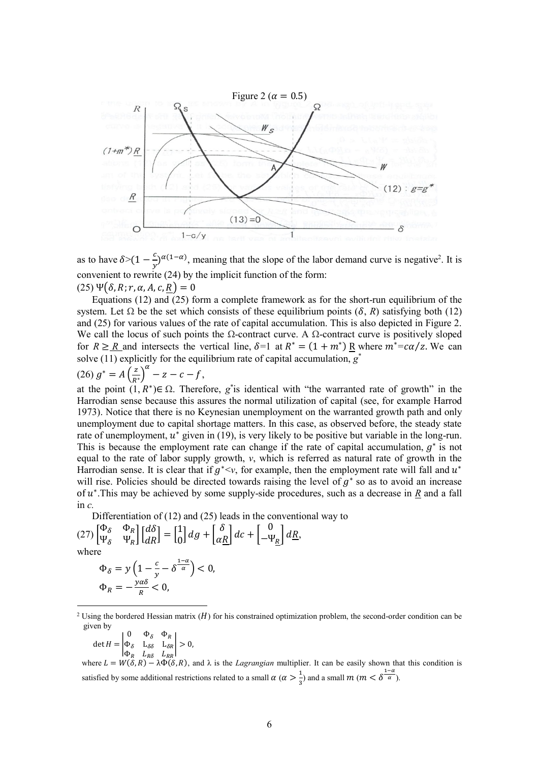Figure 2 ($\alpha = 0.5$)

as to have $\delta > (1 - \frac{c}{y})^{\alpha(1-\alpha)}$, meaning that the slope of the labor demand curve is negative[2]. It is convenient to rewrite (24) by the implicit function of the form:

(25) $\Psi(\delta, R; r, \alpha, A, c, \underline{R}) = 0$

Equations (12) and (25) form a complete framework as for the short-run equilibrium of the system. Let $\Omega$ be the set which consists of these equilibrium points ($\delta$, $R$) satisfying both (12) and (25) for various values of the rate of capital accumulation. This is also depicted in Figure 2. We call the locus of such points the $\Omega$-contract curve. A $\Omega$-contract curve is positively sloped for $R \geq \underline{R}$ and intersects the vertical line, $\delta$=1 at $R^* = (1 + m^*)\,\underline{R}$ where $m^* = c\alpha/z$. We can solve (11) explicitly for the equilibrium rate of capital accumulation, $g^*$

(26) $g^* = A\left(\frac{z}{R^*}\right)^{\alpha} - z - c - f$,

at the point $(1, R^*) \in \Omega$. Therefore, $g^*$ is identical with "the warranted rate of growth" in the Harrodian sense because this assures the normal utilization of capital (see, for example Harrod 1973). Notice that there is no Keynesian unemployment on the warranted growth path and only unemployment due to capital shortage matters. In this case, as observed before, the steady state rate of unemployment, $u^*$ given in (19), is very likely to be positive but variable in the long-run. This is because the employment rate can change if the rate of capital accumulation, $g^*$ is not equal to the rate of labor supply growth, *v*, which is referred as natural rate of growth in the Harrodian sense. It is clear that if $g^* < v$, for example, then the employment rate will fall and $u^*$ will rise. Policies should be directed towards raising the level of $g^*$ so as to avoid an increase of $u^*$. This may be achieved by some supply-side procedures, such as a decrease in $\underline{R}$ and a fall in *c*.

Differentiation of (12) and (25) leads in the conventional way to

(27) $\begin{bmatrix} \Phi_\delta & \Phi_R \\ \Psi_\delta & \Psi_R \end{bmatrix} \begin{bmatrix} d\delta \\ dR \end{bmatrix} = \begin{bmatrix} 1 \\ 0 \end{bmatrix} dg + \begin{bmatrix} \delta \\ \alpha \underline{R} \end{bmatrix} dc + \begin{bmatrix} 0 \\ -\Psi_{\underline{R}} \end{bmatrix} d\underline{R}$,

where

$$\Phi_\delta = y\left(1 - \frac{c}{y} - \delta^{\frac{1-\alpha}{\alpha}}\right) < 0,$$

$$\Phi_R = -\frac{y\alpha\delta}{R} < 0,$$

---

[2] Using the bordered Hessian matrix ($H$) for his constrained optimization problem, the second-order condition can be given by

$$\det H = \begin{vmatrix} 0 & \Phi_\delta & \Phi_R \\ \Phi_\delta & L_{\delta\delta} & L_{\delta R} \\ \Phi_R & L_{R\delta} & L_{RR} \end{vmatrix} > 0,$$

where $L = W(\delta, R) - \lambda\Phi(\delta, R)$, and $\lambda$ is the *Lagrangian* multiplier. It can be easily shown that this condition is satisfied by some additional restrictions related to a small $\alpha$ ($\alpha > \frac{1}{3}$) and a small $m$ ($m < \delta^{\frac{1-\alpha}{\alpha}}$).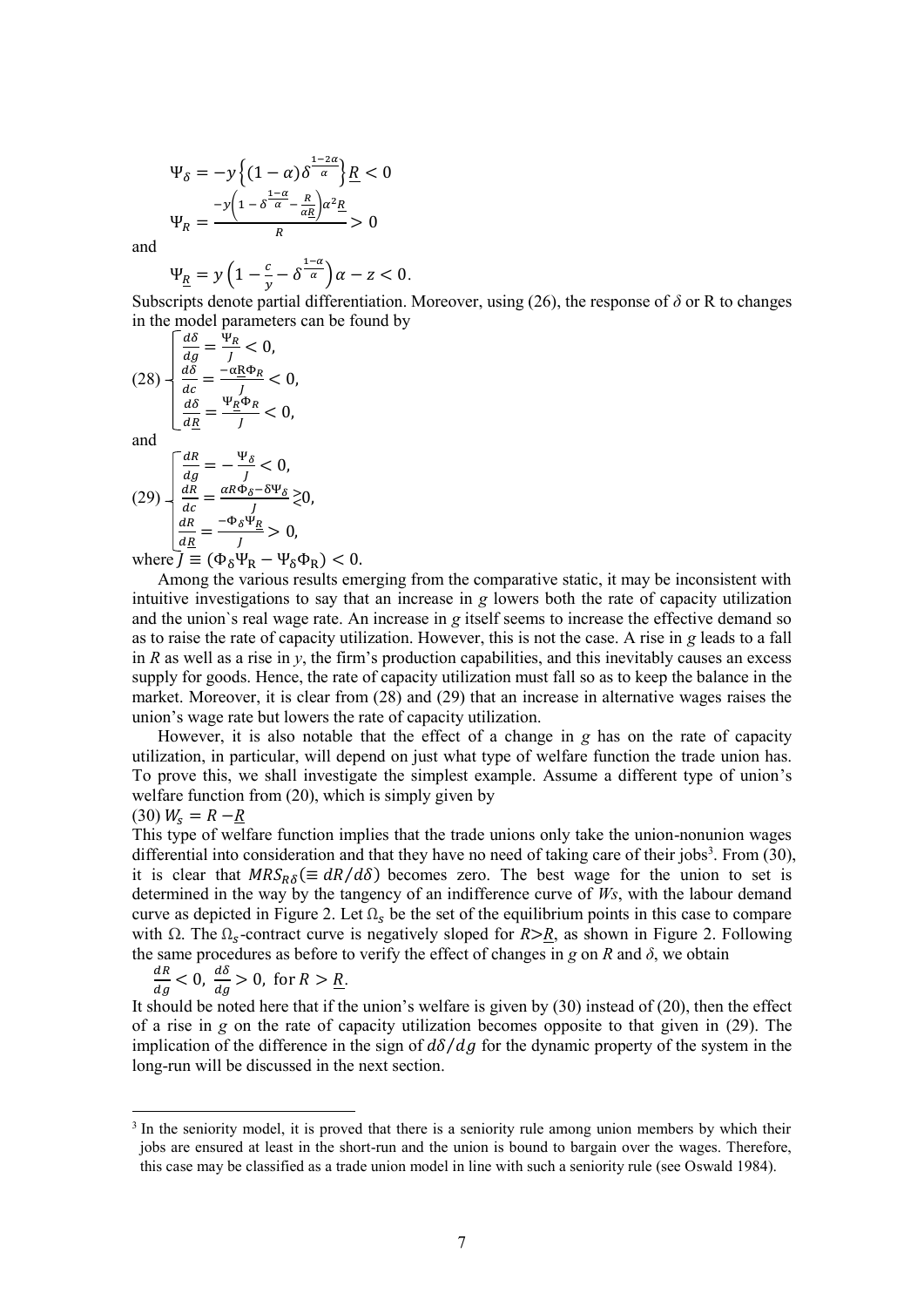$$\Psi_\delta = -y\left\{(1-\alpha)\delta^{\frac{1-2\alpha}{\alpha}}\right\}\underline{R} < 0$$

$$\Psi_R = \frac{-y\left(1-\delta^{\frac{1-\alpha}{\alpha}} - \frac{R}{\alpha\underline{R}}\right)\alpha^2\underline{R}}{R} > 0$$

and

$$\Psi_{\underline{R}} = y\left(1 - \frac{c}{y} - \delta^{\frac{1-\alpha}{\alpha}}\right)\alpha - z < 0.$$

Subscripts denote partial differentiation. Moreover, using (26), the response of $\delta$ or R to changes in the model parameters can be found by

$$(28)\begin{cases} \frac{d\delta}{dg} = \frac{\Psi_R}{J} < 0, \\ \frac{d\delta}{dc} = \frac{-\alpha R\Phi_R}{J} < 0, \\ \frac{d\delta}{d\underline{R}} = \frac{\Psi_{\underline{R}}\Phi_R}{J} < 0, \end{cases}$$

and

$$(29)\begin{cases} \frac{dR}{dg} = -\frac{\Psi_\delta}{J} < 0, \\ \frac{dR}{dc} = \frac{\alpha R\Phi_\delta - \delta\Psi_\delta}{J} \gtrless 0, \\ \frac{dR}{d\underline{R}} = \frac{-\Phi_\delta\Psi_{\underline{R}}}{J} > 0, \end{cases}$$

where $J \equiv (\Phi_\delta\Psi_R - \Psi_\delta\Phi_R) < 0$.

Among the various results emerging from the comparative static, it may be inconsistent with intuitive investigations to say that an increase in *g* lowers both the rate of capacity utilization and the union`s real wage rate. An increase in *g* itself seems to increase the effective demand so as to raise the rate of capacity utilization. However, this is not the case. A rise in *g* leads to a fall in *R* as well as a rise in *y*, the firm's production capabilities, and this inevitably causes an excess supply for goods. Hence, the rate of capacity utilization must fall so as to keep the balance in the market. Moreover, it is clear from (28) and (29) that an increase in alternative wages raises the union's wage rate but lowers the rate of capacity utilization.

However, it is also notable that the effect of a change in *g* has on the rate of capacity utilization, in particular, will depend on just what type of welfare function the trade union has. To prove this, we shall investigate the simplest example. Assume a different type of union's welfare function from (20), which is simply given by

(30) $W_s = R - \underline{R}$

This type of welfare function implies that the trade unions only take the union-nonunion wages differential into consideration and that they have no need of taking care of their jobs[3]. From (30), it is clear that $MRS_{R\delta}(\equiv dR/d\delta)$ becomes zero. The best wage for the union to set is determined in the way by the tangency of an indifference curve of *Ws*, with the labour demand curve as depicted in Figure 2. Let $\Omega_s$ be the set of the equilibrium points in this case to compare with Ω. The $\Omega_s$-contract curve is negatively sloped for $R > \underline{R}$, as shown in Figure 2. Following the same procedures as before to verify the effect of changes in *g* on *R* and *δ*, we obtain

$\frac{dR}{dg} < 0,\ \frac{d\delta}{dg} > 0,\ \text{for } R > \underline{R}.$

It should be noted here that if the union's welfare is given by (30) instead of (20), then the effect of a rise in *g* on the rate of capacity utilization becomes opposite to that given in (29). The implication of the difference in the sign of $d\delta/dg$ for the dynamic property of the system in the long-run will be discussed in the next section.

---

[3] In the seniority model, it is proved that there is a seniority rule among union members by which their jobs are ensured at least in the short-run and the union is bound to bargain over the wages. Therefore, this case may be classified as a trade union model in line with such a seniority rule (see Oswald 1984).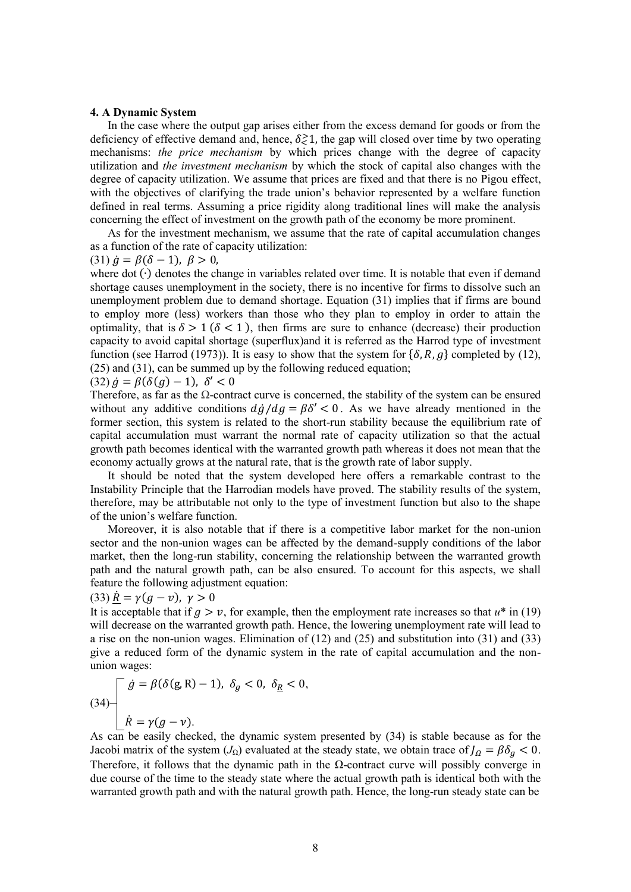**4. A Dynamic System**

In the case where the output gap arises either from the excess demand for goods or from the deficiency of effective demand and, hence, $\delta \gtrless 1$, the gap will closed over time by two operating mechanisms: *the price mechanism* by which prices change with the degree of capacity utilization and *the investment mechanism* by which the stock of capital also changes with the degree of capacity utilization. We assume that prices are fixed and that there is no Pigou effect, with the objectives of clarifying the trade union's behavior represented by a welfare function defined in real terms. Assuming a price rigidity along traditional lines will make the analysis concerning the effect of investment on the growth path of the economy be more prominent.

As for the investment mechanism, we assume that the rate of capital accumulation changes as a function of the rate of capacity utilization:

(31) $\dot{g} = \beta(\delta - 1),\ \beta > 0,$

where dot $(\cdot)$ denotes the change in variables related over time. It is notable that even if demand shortage causes unemployment in the society, there is no incentive for firms to dissolve such an unemployment problem due to demand shortage. Equation (31) implies that if firms are bound to employ more (less) workers than those who they plan to employ in order to attain the optimality, that is $\delta > 1$ ($\delta < 1$), then firms are sure to enhance (decrease) their production capacity to avoid capital shortage (superflux)and it is referred as the Harrod type of investment function (see Harrod (1973)). It is easy to show that the system for $\{\delta, R, g\}$ completed by (12), (25) and (31), can be summed up by the following reduced equation;

(32) $\dot{g} = \beta(\delta(g) - 1),\ \delta' < 0$

Therefore, as far as the Ω-contract curve is concerned, the stability of the system can be ensured without any additive conditions $d\dot{g}/dg = \beta\delta' < 0$. As we have already mentioned in the former section, this system is related to the short-run stability because the equilibrium rate of capital accumulation must warrant the normal rate of capacity utilization so that the actual growth path becomes identical with the warranted growth path whereas it does not mean that the economy actually grows at the natural rate, that is the growth rate of labor supply.

It should be noted that the system developed here offers a remarkable contrast to the Instability Principle that the Harrodian models have proved. The stability results of the system, therefore, may be attributable not only to the type of investment function but also to the shape of the union's welfare function.

Moreover, it is also notable that if there is a competitive labor market for the non-union sector and the non-union wages can be affected by the demand-supply conditions of the labor market, then the long-run stability, concerning the relationship between the warranted growth path and the natural growth path, can be also ensured. To account for this aspects, we shall feature the following adjustment equation:

(33) $\dot{\underline{R}} = \gamma(g - v),\ \gamma > 0$

It is acceptable that if $g > v$, for example, then the employment rate increases so that $u^*$ in (19) will decrease on the warranted growth path. Hence, the lowering unemployment rate will lead to a rise on the non-union wages. Elimination of (12) and (25) and substitution into (31) and (33) give a reduced form of the dynamic system in the rate of capital accumulation and the non-union wages:

$$
(34)\quad \begin{cases} \dot{g} = \beta(\delta(g, R) - 1),\ \delta_g < 0,\ \delta_{\underline{R}} < 0, \\ \dot{R} = \gamma(g - v). \end{cases}
$$

As can be easily checked, the dynamic system presented by (34) is stable because as for the Jacobi matrix of the system ($J_\Omega$) evaluated at the steady state, we obtain trace of $J_\Omega = \beta\delta_g < 0$. Therefore, it follows that the dynamic path in the Ω-contract curve will possibly converge in due course of the time to the steady state where the actual growth path is identical both with the warranted growth path and with the natural growth path. Hence, the long-run steady state can be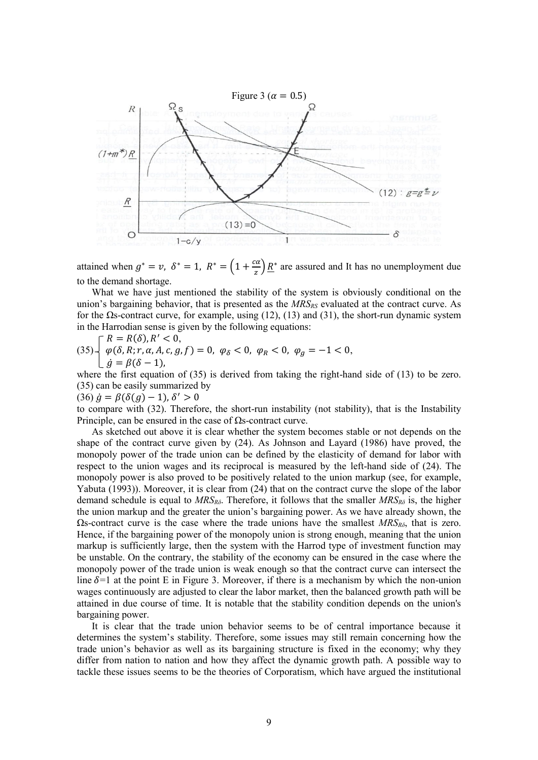Figure 3 ($\alpha = 0.5$)

attained when $g^* = v$, $\delta^* = 1$, $R^* = \left(1 + \frac{c\alpha}{z}\right)\underline{R}^*$ are assured and It has no unemployment due to the demand shortage.

What we have just mentioned the stability of the system is obviously conditional on the union's bargaining behavior, that is presented as the $MRS_{RS}$ evaluated at the contract curve. As for the Ωs-contract curve, for example, using (12), (13) and (31), the short-run dynamic system in the Harrodian sense is given by the following equations:

$$
(35)\begin{cases} R = R(\delta), R' < 0, \\ \varphi(\delta, R; r, \alpha, A, c, g, f) = 0,\ \varphi_\delta < 0,\ \varphi_R < 0,\ \varphi_g = -1 < 0, \\ \dot{g} = \beta(\delta - 1), \end{cases}
$$

where the first equation of (35) is derived from taking the right-hand side of (13) to be zero. (35) can be easily summarized by

$$(36)\ \dot{g} = \beta(\delta(g) - 1),\ \delta' > 0$$

to compare with (32). Therefore, the short-run instability (not stability), that is the Instability Principle, can be ensured in the case of Ωs-contract curve.

As sketched out above it is clear whether the system becomes stable or not depends on the shape of the contract curve given by (24). As Johnson and Layard (1986) have proved, the monopoly power of the trade union can be defined by the elasticity of demand for labor with respect to the union wages and its reciprocal is measured by the left-hand side of (24). The monopoly power is also proved to be positively related to the union markup (see, for example, Yabuta (1993)). Moreover, it is clear from (24) that on the contract curve the slope of the labor demand schedule is equal to $MRS_{R\delta}$. Therefore, it follows that the smaller $MRS_{R\delta}$ is, the higher the union markup and the greater the union's bargaining power. As we have already shown, the Ωs-contract curve is the case where the trade unions have the smallest $MRS_{R\delta}$, that is zero. Hence, if the bargaining power of the monopoly union is strong enough, meaning that the union markup is sufficiently large, then the system with the Harrod type of investment function may be unstable. On the contrary, the stability of the economy can be ensured in the case where the monopoly power of the trade union is weak enough so that the contract curve can intersect the line $\delta$=1 at the point E in Figure 3. Moreover, if there is a mechanism by which the non-union wages continuously are adjusted to clear the labor market, then the balanced growth path will be attained in due course of time. It is notable that the stability condition depends on the union's bargaining power.

It is clear that the trade union behavior seems to be of central importance because it determines the system's stability. Therefore, some issues may still remain concerning how the trade union's behavior as well as its bargaining structure is fixed in the economy; why they differ from nation to nation and how they affect the dynamic growth path. A possible way to tackle these issues seems to be the theories of Corporatism, which have argued the institutional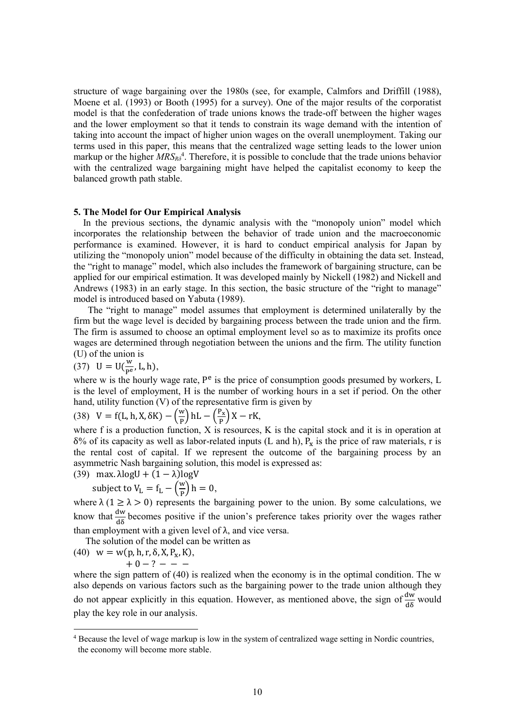structure of wage bargaining over the 1980s (see, for example, Calmfors and Driffill (1988), Moene et al. (1993) or Booth (1995) for a survey). One of the major results of the corporatist model is that the confederation of trade unions knows the trade-off between the higher wages and the lower employment so that it tends to constrain its wage demand with the intention of taking into account the impact of higher union wages on the overall unemployment. Taking our terms used in this paper, this means that the centralized wage setting leads to the lower union markup or the higher $MRS_{R\delta}$[4]. Therefore, it is possible to conclude that the trade unions behavior with the centralized wage bargaining might have helped the capitalist economy to keep the balanced growth path stable.

## 5. The Model for Our Empirical Analysis

In the previous sections, the dynamic analysis with the "monopoly union" model which incorporates the relationship between the behavior of trade union and the macroeconomic performance is examined. However, it is hard to conduct empirical analysis for Japan by utilizing the "monopoly union" model because of the difficulty in obtaining the data set. Instead, the "right to manage" model, which also includes the framework of bargaining structure, can be applied for our empirical estimation. It was developed mainly by Nickell (1982) and Nickell and Andrews (1983) in an early stage. In this section, the basic structure of the "right to manage" model is introduced based on Yabuta (1989).

The "right to manage" model assumes that employment is determined unilaterally by the firm but the wage level is decided by bargaining process between the trade union and the firm. The firm is assumed to choose an optimal employment level so as to maximize its profits once wages are determined through negotiation between the unions and the firm. The utility function (U) of the union is

(37) $U = U(\frac{w}{P^e}, L, h)$,

where w is the hourly wage rate, $P^e$ is the price of consumption goods presumed by workers, L is the level of employment, H is the number of working hours in a set if period. On the other hand, utility function (V) of the representative firm is given by

(38) $V = f(L, h, X, \delta K) - \left(\frac{w}{P}\right)hL - \left(\frac{P_x}{P}\right)X - rK$,

where f is a production function, X is resources, K is the capital stock and it is in operation at δ% of its capacity as well as labor-related inputs (L and h), $P_x$ is the price of raw materials, r is the rental cost of capital. If we represent the outcome of the bargaining process by an asymmetric Nash bargaining solution, this model is expressed as:

(39) $\max. \lambda \log U + (1 - \lambda) \log V$

subject to $V_L = f_L - \left(\frac{w}{P}\right)h = 0$,

where $\lambda$ ($1 \geq \lambda > 0$) represents the bargaining power to the union. By some calculations, we know that $\frac{dw}{d\delta}$ becomes positive if the union's preference takes priority over the wages rather than employment with a given level of $\lambda$, and vice versa.

The solution of the model can be written as

(40) $w = w(p, h, r, \delta, X, P_x, K)$,

$\quad\quad\quad\quad + \; 0 \; - \; ? \; - \; - \; -$

where the sign pattern of (40) is realized when the economy is in the optimal condition. The w also depends on various factors such as the bargaining power to the trade union although they do not appear explicitly in this equation. However, as mentioned above, the sign of $\frac{dw}{d\delta}$ would play the key role in our analysis.

[4] Because the level of wage markup is low in the system of centralized wage setting in Nordic countries, the economy will become more stable.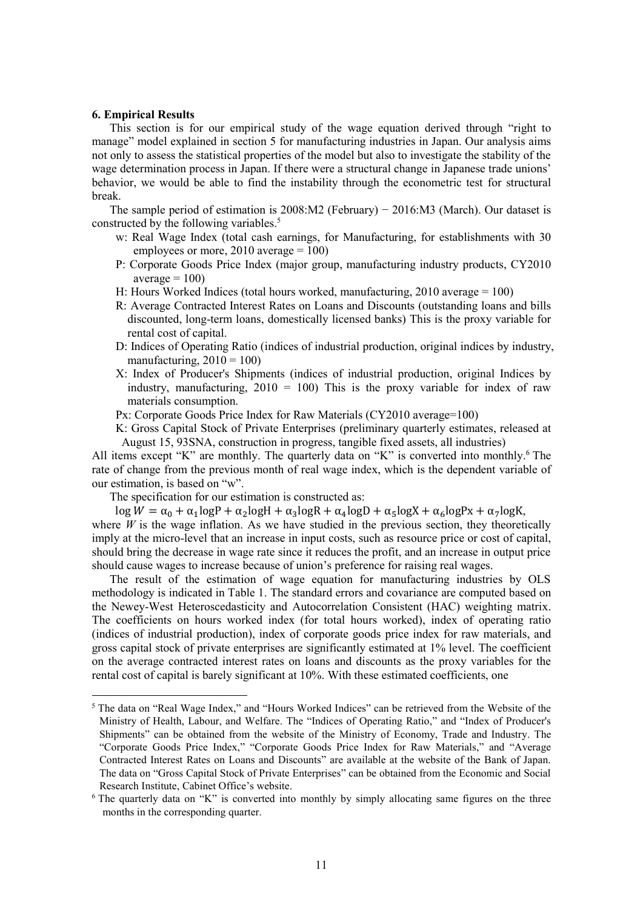## 6. Empirical Results

This section is for our empirical study of the wage equation derived through "right to manage" model explained in section 5 for manufacturing industries in Japan. Our analysis aims not only to assess the statistical properties of the model but also to investigate the stability of the wage determination process in Japan. If there were a structural change in Japanese trade unions' behavior, we would be able to find the instability through the econometric test for structural break.

The sample period of estimation is 2008:M2 (February) − 2016:M3 (March). Our dataset is constructed by the following variables.[5]

- w: Real Wage Index (total cash earnings, for Manufacturing, for establishments with 30 employees or more, 2010 average = 100)
- P: Corporate Goods Price Index (major group, manufacturing industry products, CY2010 average = 100)
- H: Hours Worked Indices (total hours worked, manufacturing, 2010 average = 100)
- R: Average Contracted Interest Rates on Loans and Discounts (outstanding loans and bills discounted, long-term loans, domestically licensed banks) This is the proxy variable for rental cost of capital.
- D: Indices of Operating Ratio (indices of industrial production, original indices by industry, manufacturing, 2010 = 100)
- X: Index of Producer's Shipments (indices of industrial production, original Indices by industry, manufacturing, 2010 = 100) This is the proxy variable for index of raw materials consumption.
- Px: Corporate Goods Price Index for Raw Materials (CY2010 average=100)
- K: Gross Capital Stock of Private Enterprises (preliminary quarterly estimates, released at August 15, 93SNA, construction in progress, tangible fixed assets, all industries)

All items except "K" are monthly. The quarterly data on "K" is converted into monthly.[6] The rate of change from the previous month of real wage index, which is the dependent variable of our estimation, is based on "w".

The specification for our estimation is constructed as:

$$\log W = \alpha_0 + \alpha_1 \log P + \alpha_2 \log H + \alpha_3 \log R + \alpha_4 \log D + \alpha_5 \log X + \alpha_6 \log Px + \alpha_7 \log K,$$

where $W$ is the wage inflation. As we have studied in the previous section, they theoretically imply at the micro-level that an increase in input costs, such as resource price or cost of capital, should bring the decrease in wage rate since it reduces the profit, and an increase in output price should cause wages to increase because of union's preference for raising real wages.

The result of the estimation of wage equation for manufacturing industries by OLS methodology is indicated in Table 1. The standard errors and covariance are computed based on the Newey-West Heteroscedasticity and Autocorrelation Consistent (HAC) weighting matrix. The coefficients on hours worked index (for total hours worked), index of operating ratio (indices of industrial production), index of corporate goods price index for raw materials, and gross capital stock of private enterprises are significantly estimated at 1% level. The coefficient on the average contracted interest rates on loans and discounts as the proxy variables for the rental cost of capital is barely significant at 10%. With these estimated coefficients, one

---

[5] The data on "Real Wage Index," and "Hours Worked Indices" can be retrieved from the Website of the Ministry of Health, Labour, and Welfare. The "Indices of Operating Ratio," and "Index of Producer's Shipments" can be obtained from the website of the Ministry of Economy, Trade and Industry. The "Corporate Goods Price Index," "Corporate Goods Price Index for Raw Materials," and "Average Contracted Interest Rates on Loans and Discounts" are available at the website of the Bank of Japan. The data on "Gross Capital Stock of Private Enterprises" can be obtained from the Economic and Social Research Institute, Cabinet Office's website.

[6] The quarterly data on "K" is converted into monthly by simply allocating same figures on the three months in the corresponding quarter.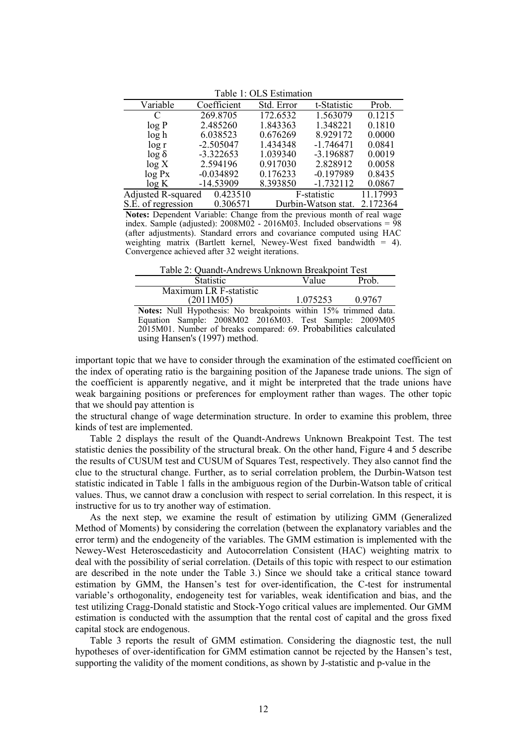Table 1: OLS Estimation

| Variable | Coefficient | Std. Error | t-Statistic | Prob. |
|---|---|---|---|---|
| C | 269.8705 | 172.6532 | 1.563079 | 0.1215 |
| log P | 2.485260 | 1.843363 | 1.348221 | 0.1810 |
| log h | 6.038523 | 0.676269 | 8.929172 | 0.0000 |
| log r | -2.505047 | 1.434348 | -1.746471 | 0.0841 |
| log δ | -3.322653 | 1.039340 | -3.196887 | 0.0019 |
| log X | 2.594196 | 0.917030 | 2.828912 | 0.0058 |
| log Px | -0.034892 | 0.176233 | -0.197989 | 0.8435 |
| log K | -14.53909 | 8.393850 | -1.732112 | 0.0867 |
| Adjusted R-squared | 0.423510 | F-statistic | | 11.17993 |
| S.E. of regression | 0.306571 | Durbin-Watson stat. | | 2.172364 |

**Notes:** Dependent Variable: Change from the previous month of real wage index. Sample (adjusted): 2008M02 - 2016M03. Included observations = 98 (after adjustments). Standard errors and covariance computed using HAC weighting matrix (Bartlett kernel, Newey-West fixed bandwidth = 4). Convergence achieved after 32 weight iterations.

Table 2: Quandt-Andrews Unknown Breakpoint Test

| Statistic | Value | Prob. |
|---|---|---|
| Maximum LR F-statistic (2011M05) | 1.075253 | 0.9767 |

**Notes:** Null Hypothesis: No breakpoints within 15% trimmed data. Equation Sample: 2008M02 2016M03. Test Sample: 2009M05 2015M01. Number of breaks compared: 69. Probabilities calculated using Hansen's (1997) method.

important topic that we have to consider through the examination of the estimated coefficient on the index of operating ratio is the bargaining position of the Japanese trade unions. The sign of the coefficient is apparently negative, and it might be interpreted that the trade unions have weak bargaining positions or preferences for employment rather than wages. The other topic that we should pay attention is

the structural change of wage determination structure. In order to examine this problem, three kinds of test are implemented.

Table 2 displays the result of the Quandt-Andrews Unknown Breakpoint Test. The test statistic denies the possibility of the structural break. On the other hand, Figure 4 and 5 describe the results of CUSUM test and CUSUM of Squares Test, respectively. They also cannot find the clue to the structural change. Further, as to serial correlation problem, the Durbin-Watson test statistic indicated in Table 1 falls in the ambiguous region of the Durbin-Watson table of critical values. Thus, we cannot draw a conclusion with respect to serial correlation. In this respect, it is instructive for us to try another way of estimation.

As the next step, we examine the result of estimation by utilizing GMM (Generalized Method of Moments) by considering the correlation (between the explanatory variables and the error term) and the endogeneity of the variables. The GMM estimation is implemented with the Newey-West Heteroscedasticity and Autocorrelation Consistent (HAC) weighting matrix to deal with the possibility of serial correlation. (Details of this topic with respect to our estimation are described in the note under the Table 3.) Since we should take a critical stance toward estimation by GMM, the Hansen's test for over-identification, the C-test for instrumental variable's orthogonality, endogeneity test for variables, weak identification and bias, and the test utilizing Cragg-Donald statistic and Stock-Yogo critical values are implemented. Our GMM estimation is conducted with the assumption that the rental cost of capital and the gross fixed capital stock are endogenous.

Table 3 reports the result of GMM estimation. Considering the diagnostic test, the null hypotheses of over-identification for GMM estimation cannot be rejected by the Hansen's test, supporting the validity of the moment conditions, as shown by J-statistic and p-value in the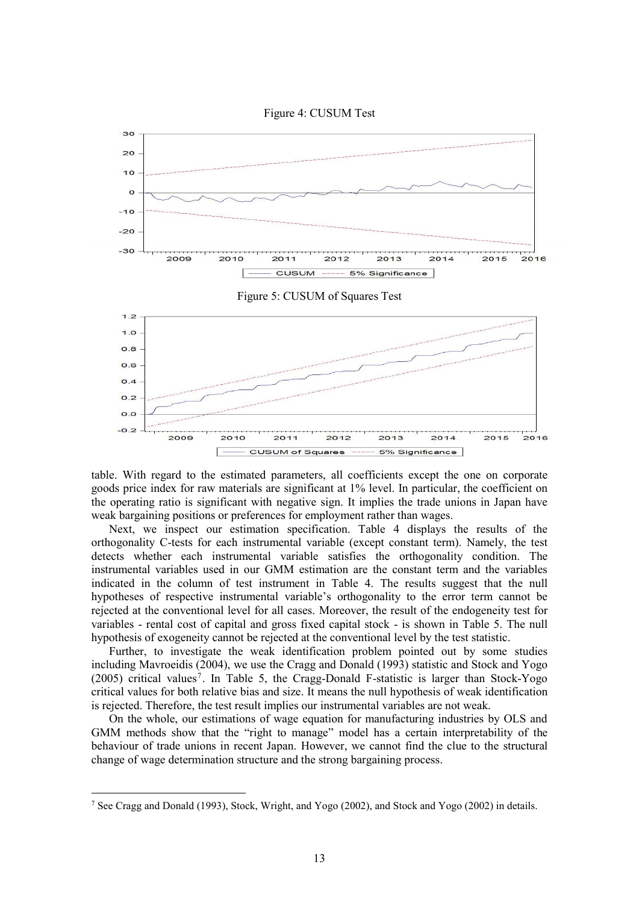Figure 4: CUSUM Test

Figure 5: CUSUM of Squares Test

table. With regard to the estimated parameters, all coefficients except the one on corporate goods price index for raw materials are significant at 1% level. In particular, the coefficient on the operating ratio is significant with negative sign. It implies the trade unions in Japan have weak bargaining positions or preferences for employment rather than wages.

Next, we inspect our estimation specification. Table 4 displays the results of the orthogonality C-tests for each instrumental variable (except constant term). Namely, the test detects whether each instrumental variable satisfies the orthogonality condition. The instrumental variables used in our GMM estimation are the constant term and the variables indicated in the column of test instrument in Table 4. The results suggest that the null hypotheses of respective instrumental variable's orthogonality to the error term cannot be rejected at the conventional level for all cases. Moreover, the result of the endogeneity test for variables - rental cost of capital and gross fixed capital stock - is shown in Table 5. The null hypothesis of exogeneity cannot be rejected at the conventional level by the test statistic.

Further, to investigate the weak identification problem pointed out by some studies including Mavroeidis (2004), we use the Cragg and Donald (1993) statistic and Stock and Yogo (2005) critical values[7]. In Table 5, the Cragg-Donald F-statistic is larger than Stock-Yogo critical values for both relative bias and size. It means the null hypothesis of weak identification is rejected. Therefore, the test result implies our instrumental variables are not weak.

On the whole, our estimations of wage equation for manufacturing industries by OLS and GMM methods show that the "right to manage" model has a certain interpretability of the behaviour of trade unions in recent Japan. However, we cannot find the clue to the structural change of wage determination structure and the strong bargaining process.

[7] See Cragg and Donald (1993), Stock, Wright, and Yogo (2002), and Stock and Yogo (2002) in details.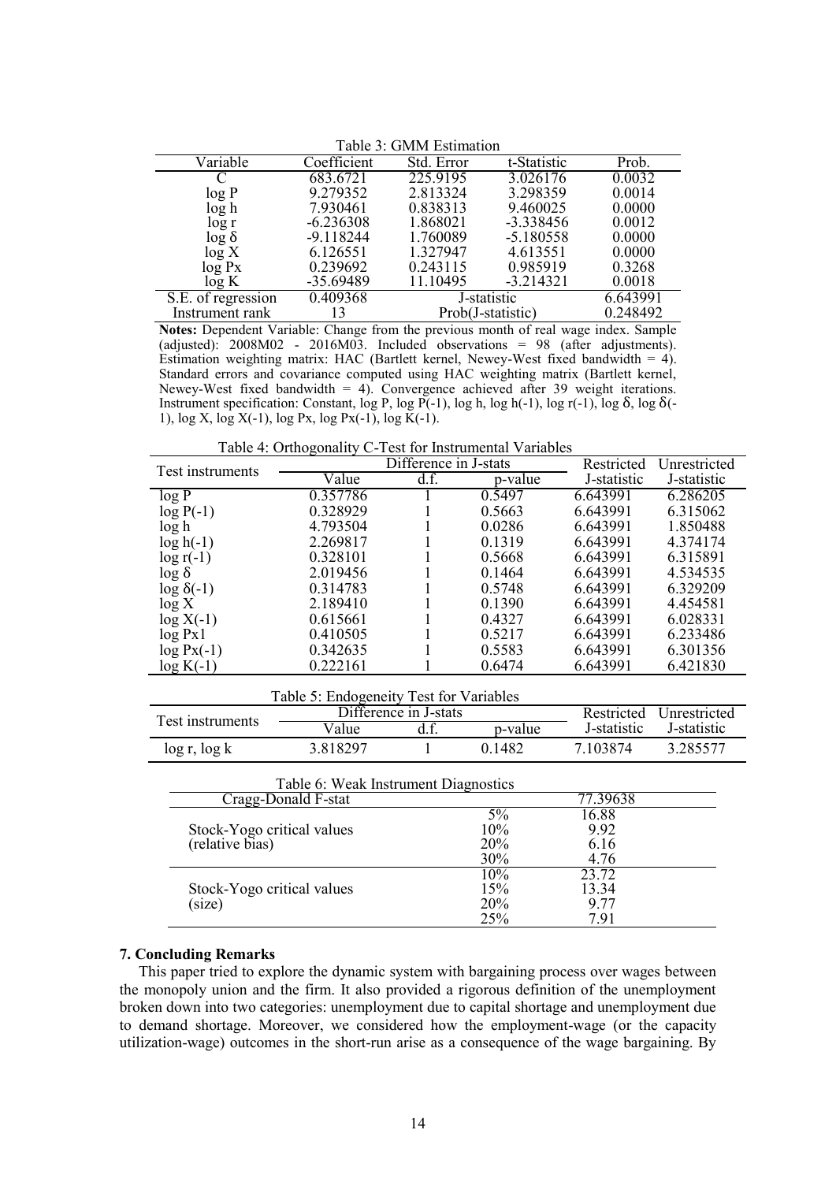Table 3: GMM Estimation

| Variable | Coefficient | Std. Error | t-Statistic | Prob. |
|---|---|---|---|---|
| C | 683.6721 | 225.9195 | 3.026176 | 0.0032 |
| log P | 9.279352 | 2.813324 | 3.298359 | 0.0014 |
| log h | 7.930461 | 0.838313 | 9.460025 | 0.0000 |
| log r | -6.236308 | 1.868021 | -3.338456 | 0.0012 |
| log δ | -9.118244 | 1.760089 | -5.180558 | 0.0000 |
| log X | 6.126551 | 1.327947 | 4.613551 | 0.0000 |
| log Px | 0.239692 | 0.243115 | 0.985919 | 0.3268 |
| log K | -35.69489 | 11.10495 | -3.214321 | 0.0018 |
| S.E. of regression | 0.409368 | J-statistic | | 6.643991 |
| Instrument rank | 13 | Prob(J-statistic) | | 0.248492 |

**Notes:** Dependent Variable: Change from the previous month of real wage index. Sample (adjusted): 2008M02 - 2016M03. Included observations = 98 (after adjustments). Estimation weighting matrix: HAC (Bartlett kernel, Newey-West fixed bandwidth = 4). Standard errors and covariance computed using HAC weighting matrix (Bartlett kernel, Newey-West fixed bandwidth = 4). Convergence achieved after 39 weight iterations. Instrument specification: Constant, log P, log P(-1), log h, log h(-1), log r(-1), log δ, log δ(-1), log X, log X(-1), log Px, log Px(-1), log K(-1).

Table 4: Orthogonality C-Test for Instrumental Variables

| Test instruments | Difference in J-stats | | | Restricted | Unrestricted |
|---|---|---|---|---|---|
| | Value | d.f. | p-value | J-statistic | J-statistic |
| log P | 0.357786 | 1 | 0.5497 | 6.643991 | 6.286205 |
| log P(-1) | 0.328929 | 1 | 0.5663 | 6.643991 | 6.315062 |
| log h | 4.793504 | 1 | 0.0286 | 6.643991 | 1.850488 |
| log h(-1) | 2.269817 | 1 | 0.1319 | 6.643991 | 4.374174 |
| log r(-1) | 0.328101 | 1 | 0.5668 | 6.643991 | 6.315891 |
| log δ | 2.019456 | 1 | 0.1464 | 6.643991 | 4.534535 |
| log δ(-1) | 0.314783 | 1 | 0.5748 | 6.643991 | 6.329209 |
| log X | 2.189410 | 1 | 0.1390 | 6.643991 | 4.454581 |
| log X(-1) | 0.615661 | 1 | 0.4327 | 6.643991 | 6.028331 |
| log Px1 | 0.410505 | 1 | 0.5217 | 6.643991 | 6.233486 |
| log Px(-1) | 0.342635 | 1 | 0.5583 | 6.643991 | 6.301356 |
| log K(-1) | 0.222161 | 1 | 0.6474 | 6.643991 | 6.421830 |

Table 5: Endogeneity Test for Variables

| Test instruments | Difference in J-stats | | | Restricted | Unrestricted |
|---|---|---|---|---|---|
| | Value | d.f. | p-value | J-statistic | J-statistic |
| log r, log k | 3.818297 | 1 | 0.1482 | 7.103874 | 3.285577 |

Table 6: Weak Instrument Diagnostics

| Cragg-Donald F-stat | | 77.39638 |
|---|---|---|
| Stock-Yogo critical values (relative bias) | 5% | 16.88 |
| | 10% | 9.92 |
| | 20% | 6.16 |
| | 30% | 4.76 |
| Stock-Yogo critical values (size) | 10% | 23.72 |
| | 15% | 13.34 |
| | 20% | 9.77 |
| | 25% | 7.91 |

## 7. Concluding Remarks

This paper tried to explore the dynamic system with bargaining process over wages between the monopoly union and the firm. It also provided a rigorous definition of the unemployment broken down into two categories: unemployment due to capital shortage and unemployment due to demand shortage. Moreover, we considered how the employment-wage (or the capacity utilization-wage) outcomes in the short-run arise as a consequence of the wage bargaining. By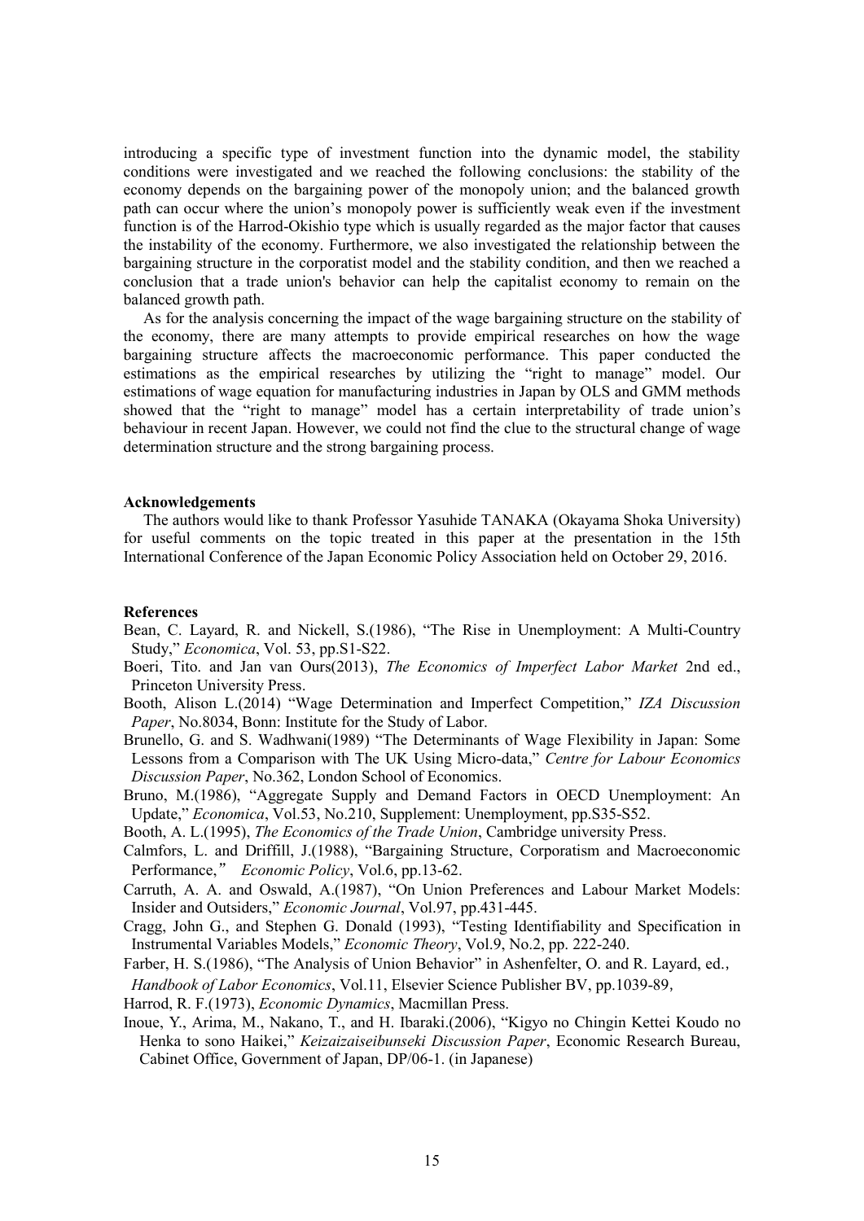introducing a specific type of investment function into the dynamic model, the stability conditions were investigated and we reached the following conclusions: the stability of the economy depends on the bargaining power of the monopoly union; and the balanced growth path can occur where the union's monopoly power is sufficiently weak even if the investment function is of the Harrod-Okishio type which is usually regarded as the major factor that causes the instability of the economy. Furthermore, we also investigated the relationship between the bargaining structure in the corporatist model and the stability condition, and then we reached a conclusion that a trade union's behavior can help the capitalist economy to remain on the balanced growth path.

As for the analysis concerning the impact of the wage bargaining structure on the stability of the economy, there are many attempts to provide empirical researches on how the wage bargaining structure affects the macroeconomic performance. This paper conducted the estimations as the empirical researches by utilizing the "right to manage" model. Our estimations of wage equation for manufacturing industries in Japan by OLS and GMM methods showed that the "right to manage" model has a certain interpretability of trade union's behaviour in recent Japan. However, we could not find the clue to the structural change of wage determination structure and the strong bargaining process.

**Acknowledgements**

The authors would like to thank Professor Yasuhide TANAKA (Okayama Shoka University) for useful comments on the topic treated in this paper at the presentation in the 15th International Conference of the Japan Economic Policy Association held on October 29, 2016.

**References**

Bean, C. Layard, R. and Nickell, S.(1986), "The Rise in Unemployment: A Multi-Country Study," *Economica*, Vol. 53, pp.S1-S22.

Boeri, Tito. and Jan van Ours(2013), *The Economics of Imperfect Labor Market* 2nd ed., Princeton University Press.

Booth, Alison L.(2014) "Wage Determination and Imperfect Competition," *IZA Discussion Paper*, No.8034, Bonn: Institute for the Study of Labor.

Brunello, G. and S. Wadhwani(1989) "The Determinants of Wage Flexibility in Japan: Some Lessons from a Comparison with The UK Using Micro-data," *Centre for Labour Economics Discussion Paper*, No.362, London School of Economics.

Bruno, M.(1986), "Aggregate Supply and Demand Factors in OECD Unemployment: An Update," *Economica*, Vol.53, No.210, Supplement: Unemployment, pp.S35-S52.

Booth, A. L.(1995), *The Economics of the Trade Union*, Cambridge university Press.

Calmfors, L. and Driffill, J.(1988), "Bargaining Structure, Corporatism and Macroeconomic Performance," *Economic Policy*, Vol.6, pp.13-62.

Carruth, A. A. and Oswald, A.(1987), "On Union Preferences and Labour Market Models: Insider and Outsiders," *Economic Journal*, Vol.97, pp.431-445.

Cragg, John G., and Stephen G. Donald (1993), "Testing Identifiability and Specification in Instrumental Variables Models," *Economic Theory*, Vol.9, No.2, pp. 222-240.

Farber, H. S.(1986), "The Analysis of Union Behavior" in Ashenfelter, O. and R. Layard, ed., *Handbook of Labor Economics*, Vol.11, Elsevier Science Publisher BV, pp.1039-89,

Harrod, R. F.(1973), *Economic Dynamics*, Macmillan Press.

Inoue, Y., Arima, M., Nakano, T., and H. Ibaraki.(2006), "Kigyo no Chingin Kettei Koudo no Henka to sono Haikei," *Keizaizaiseibunseki Discussion Paper*, Economic Research Bureau, Cabinet Office, Government of Japan, DP/06-1. (in Japanese)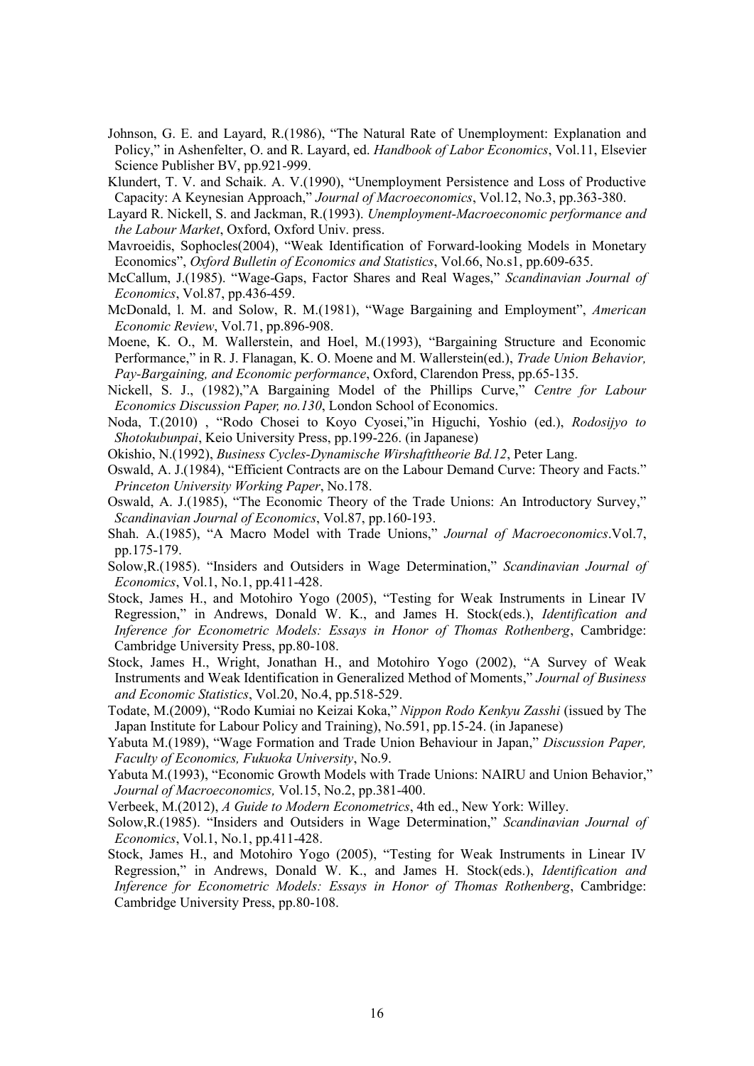Johnson, G. E. and Layard, R.(1986), "The Natural Rate of Unemployment: Explanation and Policy," in Ashenfelter, O. and R. Layard, ed. *Handbook of Labor Economics*, Vol.11, Elsevier Science Publisher BV, pp.921-999.

Klundert, T. V. and Schaik. A. V.(1990), "Unemployment Persistence and Loss of Productive Capacity: A Keynesian Approach," *Journal of Macroeconomics*, Vol.12, No.3, pp.363-380.

Layard R. Nickell, S. and Jackman, R.(1993). *Unemployment-Macroeconomic performance and the Labour Market*, Oxford, Oxford Univ. press.

Mavroeidis, Sophocles(2004), "Weak Identification of Forward-looking Models in Monetary Economics", *Oxford Bulletin of Economics and Statistics*, Vol.66, No.s1, pp.609-635.

McCallum, J.(1985). "Wage-Gaps, Factor Shares and Real Wages," *Scandinavian Journal of Economics*, Vol.87, pp.436-459.

McDonald, l. M. and Solow, R. M.(1981), "Wage Bargaining and Employment", *American Economic Review*, Vol.71, pp.896-908.

Moene, K. O., M. Wallerstein, and Hoel, M.(1993), "Bargaining Structure and Economic Performance," in R. J. Flanagan, K. O. Moene and M. Wallerstein(ed.), *Trade Union Behavior, Pay-Bargaining, and Economic performance*, Oxford, Clarendon Press, pp.65-135.

Nickell, S. J., (1982),"A Bargaining Model of the Phillips Curve," *Centre for Labour Economics Discussion Paper, no.130*, London School of Economics.

Noda, T.(2010) , "Rodo Chosei to Koyo Cyosei,"in Higuchi, Yoshio (ed.), *Rodosijyo to Shotokubunpai*, Keio University Press, pp.199-226. (in Japanese)

Okishio, N.(1992), *Business Cycles-Dynamische Wirshafttheorie Bd.12*, Peter Lang.

Oswald, A. J.(1984), "Efficient Contracts are on the Labour Demand Curve: Theory and Facts." *Princeton University Working Paper*, No.178.

Oswald, A. J.(1985), "The Economic Theory of the Trade Unions: An Introductory Survey," *Scandinavian Journal of Economics*, Vol.87, pp.160-193.

Shah. A.(1985), "A Macro Model with Trade Unions," *Journal of Macroeconomics*.Vol.7, pp.175-179.

Solow,R.(1985). "Insiders and Outsiders in Wage Determination," *Scandinavian Journal of Economics*, Vol.1, No.1, pp.411-428.

Stock, James H., and Motohiro Yogo (2005), "Testing for Weak Instruments in Linear IV Regression," in Andrews, Donald W. K., and James H. Stock(eds.), *Identification and Inference for Econometric Models: Essays in Honor of Thomas Rothenberg*, Cambridge: Cambridge University Press, pp.80-108.

Stock, James H., Wright, Jonathan H., and Motohiro Yogo (2002), "A Survey of Weak Instruments and Weak Identification in Generalized Method of Moments," *Journal of Business and Economic Statistics*, Vol.20, No.4, pp.518-529.

Todate, M.(2009), "Rodo Kumiai no Keizai Koka," *Nippon Rodo Kenkyu Zasshi* (issued by The Japan Institute for Labour Policy and Training), No.591, pp.15-24. (in Japanese)

Yabuta M.(1989), "Wage Formation and Trade Union Behaviour in Japan," *Discussion Paper, Faculty of Economics, Fukuoka University*, No.9.

Yabuta M.(1993), "Economic Growth Models with Trade Unions: NAIRU and Union Behavior," *Journal of Macroeconomics,* Vol.15, No.2, pp.381-400.

Verbeek, M.(2012), *A Guide to Modern Econometrics*, 4th ed., New York: Willey.

Solow,R.(1985). "Insiders and Outsiders in Wage Determination," *Scandinavian Journal of Economics*, Vol.1, No.1, pp.411-428.

Stock, James H., and Motohiro Yogo (2005), "Testing for Weak Instruments in Linear IV Regression," in Andrews, Donald W. K., and James H. Stock(eds.), *Identification and Inference for Econometric Models: Essays in Honor of Thomas Rothenberg*, Cambridge: Cambridge University Press, pp.80-108.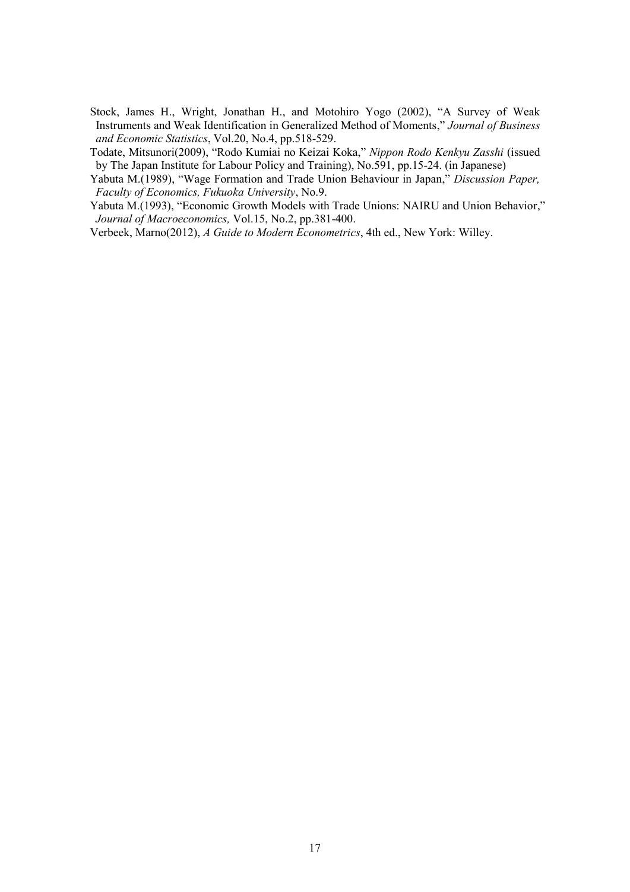Stock, James H., Wright, Jonathan H., and Motohiro Yogo (2002), "A Survey of Weak Instruments and Weak Identification in Generalized Method of Moments," *Journal of Business and Economic Statistics*, Vol.20, No.4, pp.518-529.

Todate, Mitsunori(2009), "Rodo Kumiai no Keizai Koka," *Nippon Rodo Kenkyu Zasshi* (issued by The Japan Institute for Labour Policy and Training), No.591, pp.15-24. (in Japanese)

Yabuta M.(1989), "Wage Formation and Trade Union Behaviour in Japan," *Discussion Paper, Faculty of Economics, Fukuoka University*, No.9.

Yabuta M.(1993), "Economic Growth Models with Trade Unions: NAIRU and Union Behavior," *Journal of Macroeconomics,* Vol.15, No.2, pp.381-400.

Verbeek, Marno(2012), *A Guide to Modern Econometrics*, 4th ed., New York: Willey.